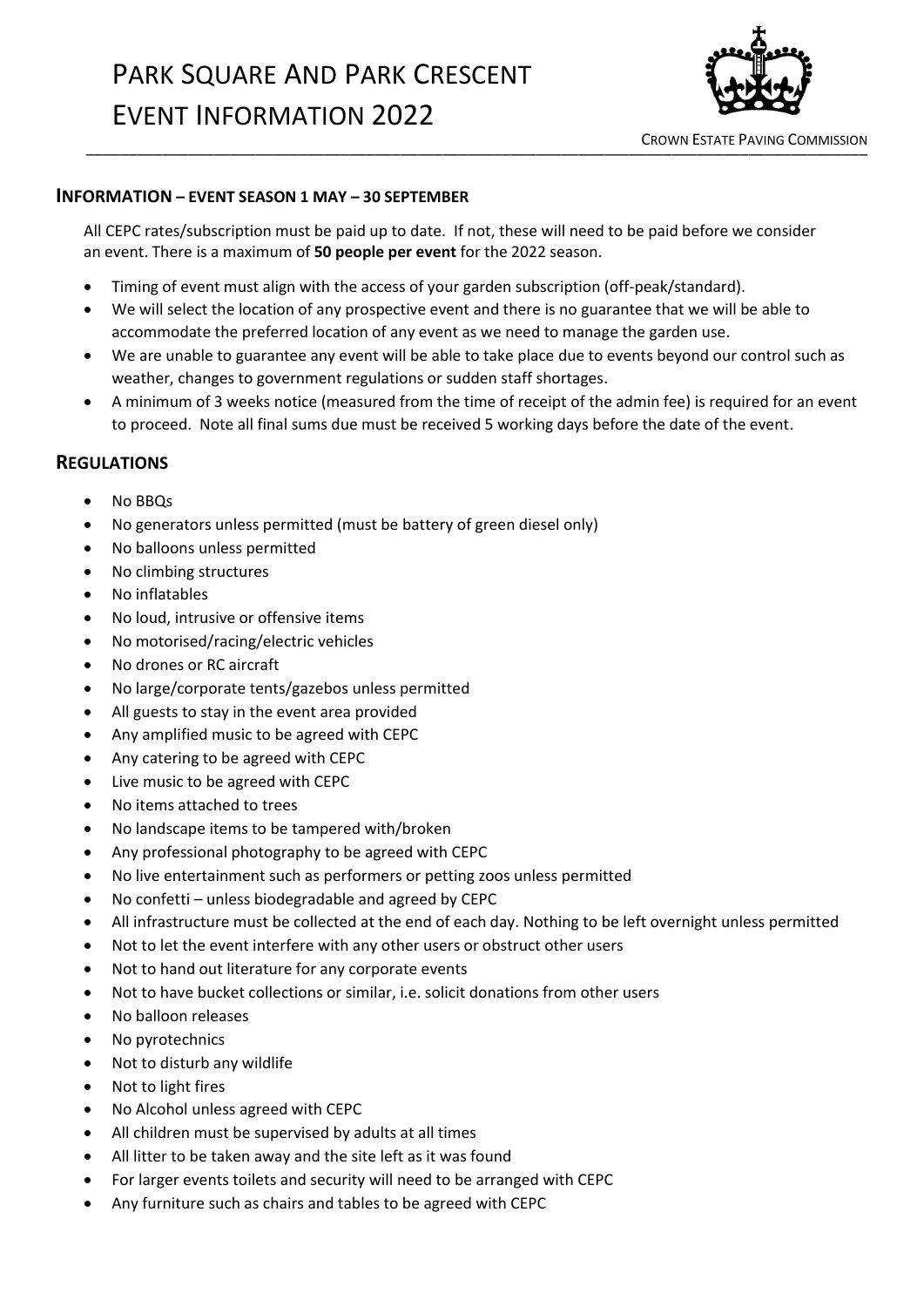# Park Square And Park Crescent Event Information 2022

Crown Estate Paving Commission

## Information – Event Season 1 May – 30 September

All CEPC rates/subscription must be paid up to date. If not, these will need to be paid before we consider an event. There is a maximum of **50 people per event** for the 2022 season.

- Timing of event must align with the access of your garden subscription (off-peak/standard).
- We will select the location of any prospective event and there is no guarantee that we will be able to accommodate the preferred location of any event as we need to manage the garden use.
- We are unable to guarantee any event will be able to take place due to events beyond our control such as weather, changes to government regulations or sudden staff shortages.
- A minimum of 3 weeks notice (measured from the time of receipt of the admin fee) is required for an event to proceed. Note all final sums due must be received 5 working days before the date of the event.

## Regulations

- No BBQs
- No generators unless permitted (must be battery of green diesel only)
- No balloons unless permitted
- No climbing structures
- No inflatables
- No loud, intrusive or offensive items
- No motorised/racing/electric vehicles
- No drones or RC aircraft
- No large/corporate tents/gazebos unless permitted
- All guests to stay in the event area provided
- Any amplified music to be agreed with CEPC
- Any catering to be agreed with CEPC
- Live music to be agreed with CEPC
- No items attached to trees
- No landscape items to be tampered with/broken
- Any professional photography to be agreed with CEPC
- No live entertainment such as performers or petting zoos unless permitted
- No confetti – unless biodegradable and agreed by CEPC
- All infrastructure must be collected at the end of each day. Nothing to be left overnight unless permitted
- Not to let the event interfere with any other users or obstruct other users
- Not to hand out literature for any corporate events
- Not to have bucket collections or similar, i.e. solicit donations from other users
- No balloon releases
- No pyrotechnics
- Not to disturb any wildlife
- Not to light fires
- No Alcohol unless agreed with CEPC
- All children must be supervised by adults at all times
- All litter to be taken away and the site left as it was found
- For larger events toilets and security will need to be arranged with CEPC
- Any furniture such as chairs and tables to be agreed with CEPC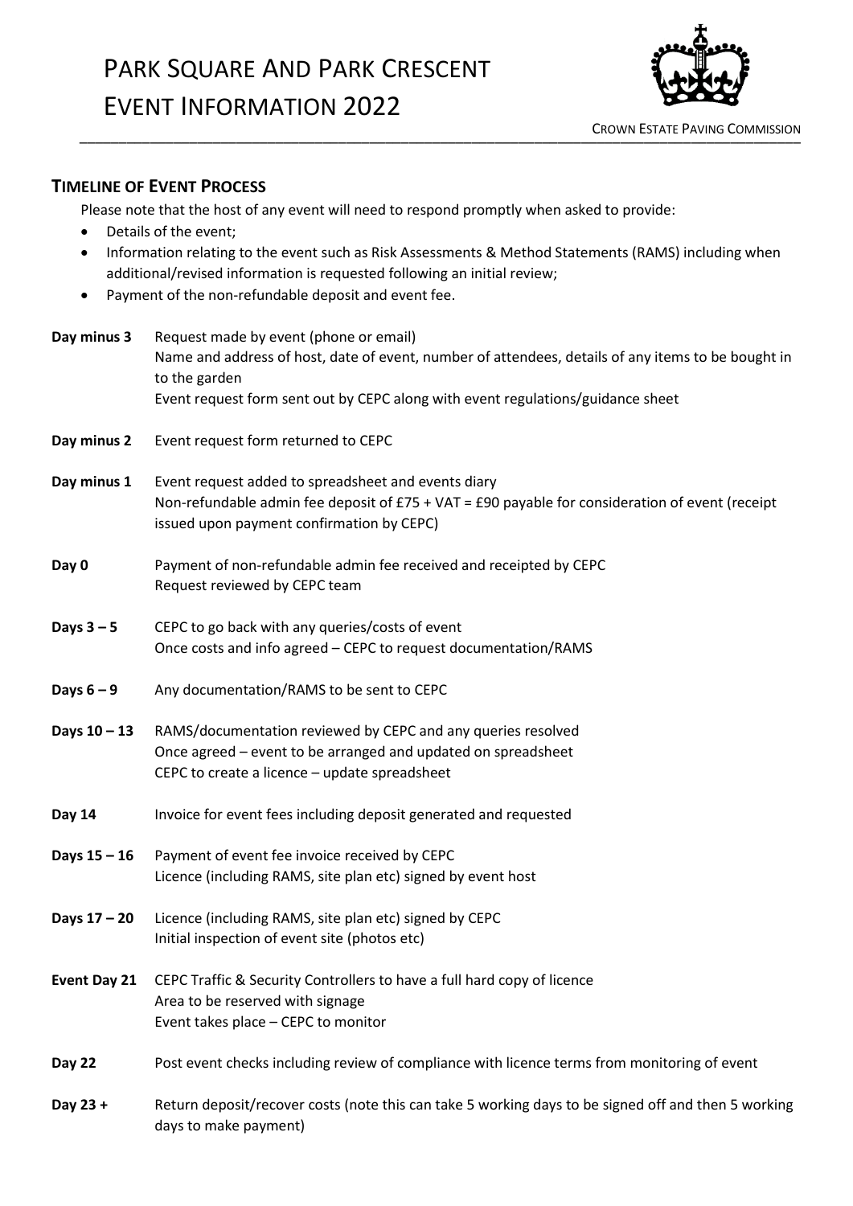# PARK SQUARE AND PARK CRESCENT EVENT INFORMATION 2022

CROWN ESTATE PAVING COMMISSION

## TIMELINE OF EVENT PROCESS

Please note that the host of any event will need to respond promptly when asked to provide:

- Details of the event;
- Information relating to the event such as Risk Assessments & Method Statements (RAMS) including when additional/revised information is requested following an initial review;
- Payment of the non-refundable deposit and event fee.

**Day minus 3** Request made by event (phone or email)
Name and address of host, date of event, number of attendees, details of any items to be bought in to the garden
Event request form sent out by CEPC along with event regulations/guidance sheet

**Day minus 2** Event request form returned to CEPC

**Day minus 1** Event request added to spreadsheet and events diary
Non-refundable admin fee deposit of £75 + VAT = £90 payable for consideration of event (receipt issued upon payment confirmation by CEPC)

**Day 0** Payment of non-refundable admin fee received and receipted by CEPC
Request reviewed by CEPC team

**Days 3 – 5** CEPC to go back with any queries/costs of event
Once costs and info agreed – CEPC to request documentation/RAMS

**Days 6 – 9** Any documentation/RAMS to be sent to CEPC

**Days 10 – 13** RAMS/documentation reviewed by CEPC and any queries resolved
Once agreed – event to be arranged and updated on spreadsheet
CEPC to create a licence – update spreadsheet

**Day 14** Invoice for event fees including deposit generated and requested

**Days 15 – 16** Payment of event fee invoice received by CEPC
Licence (including RAMS, site plan etc) signed by event host

**Days 17 – 20** Licence (including RAMS, site plan etc) signed by CEPC
Initial inspection of event site (photos etc)

**Event Day 21** CEPC Traffic & Security Controllers to have a full hard copy of licence
Area to be reserved with signage
Event takes place – CEPC to monitor

**Day 22** Post event checks including review of compliance with licence terms from monitoring of event

**Day 23 +** Return deposit/recover costs (note this can take 5 working days to be signed off and then 5 working days to make payment)